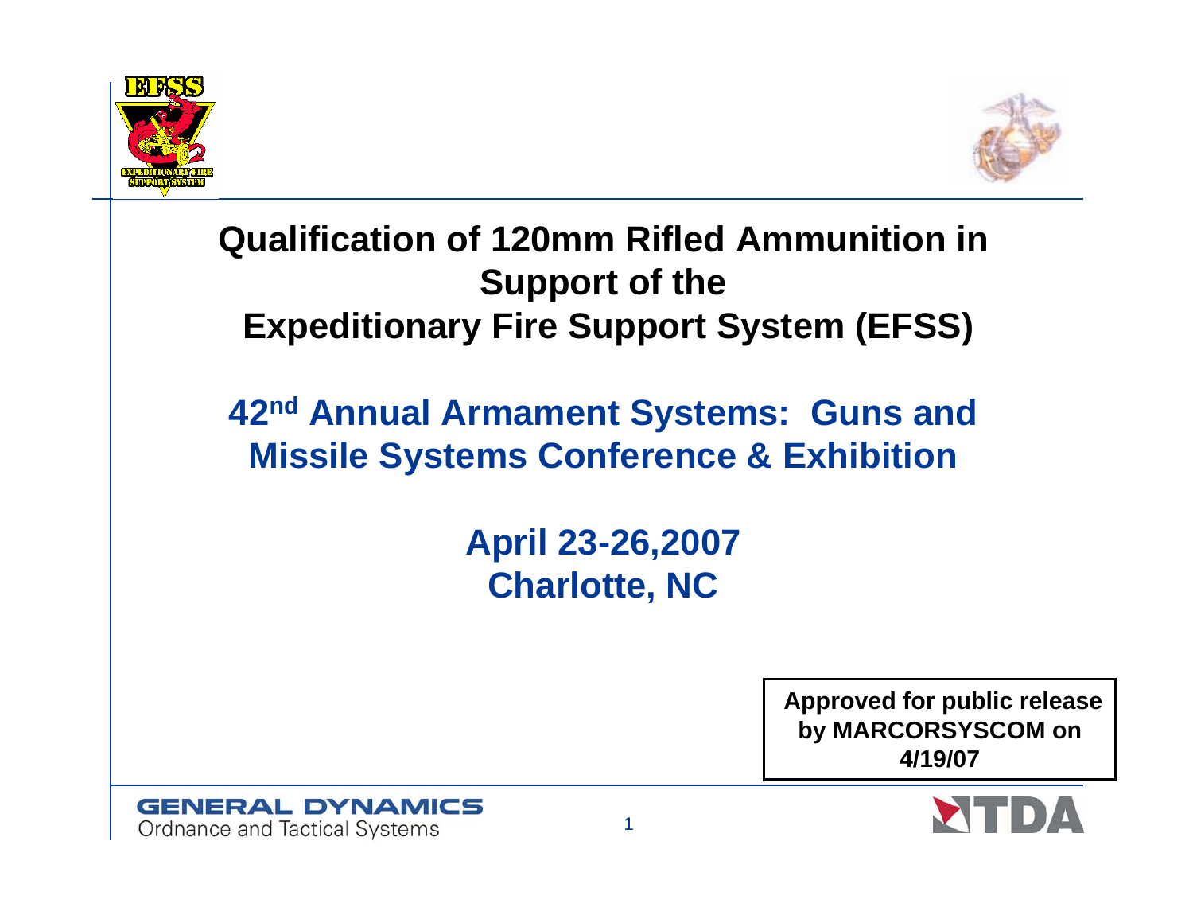# Qualification of 120mm Rifled Ammunition in Support of the Expeditionary Fire Support System (EFSS)

## 42nd Annual Armament Systems: Guns and Missile Systems Conference & Exhibition

**April 23-26,2007**
**Charlotte, NC**

**Approved for public release by MARCORSYSCOM on 4/19/07**

GENERAL DYNAMICS
Ordnance and Tactical Systems

NTDA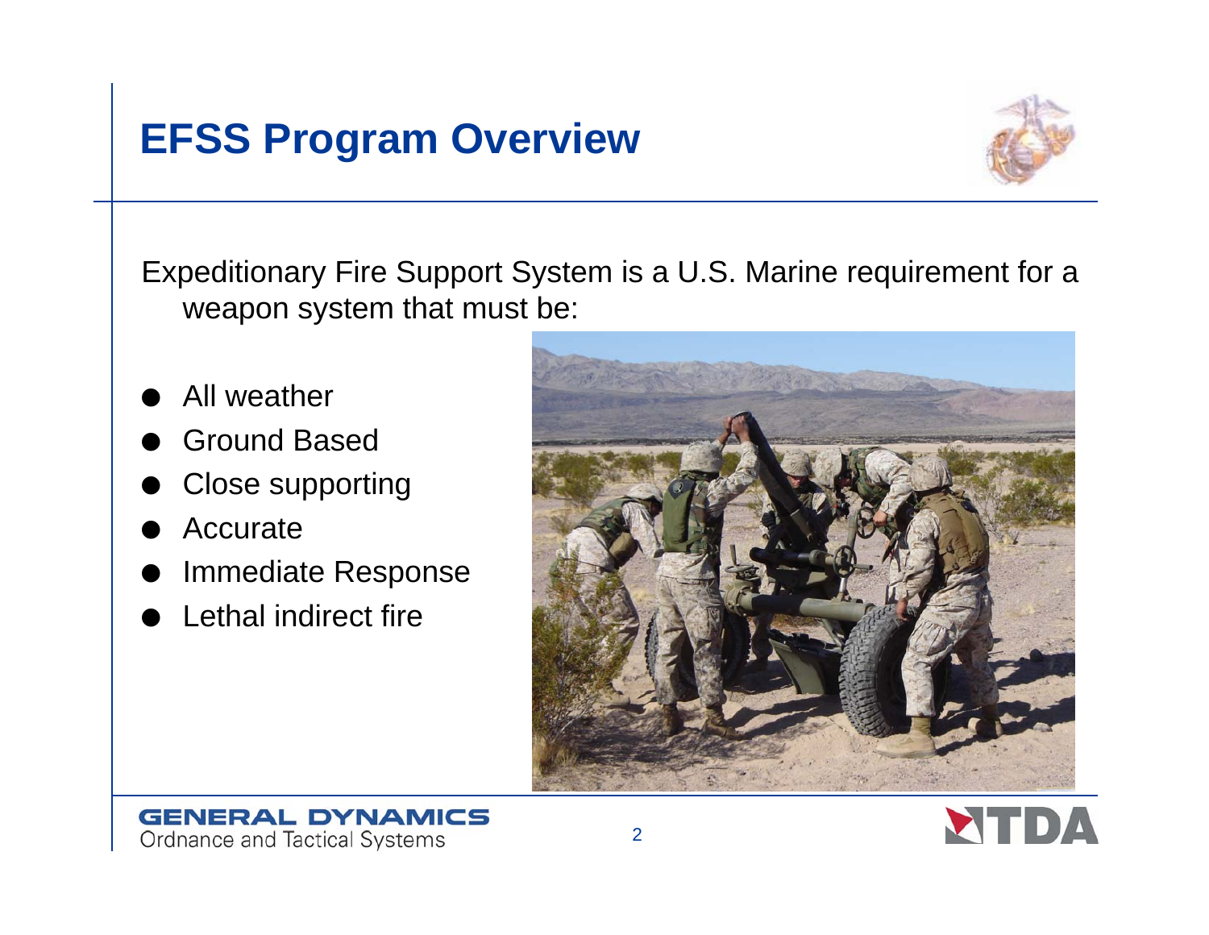# EFSS Program Overview

Expeditionary Fire Support System is a U.S. Marine requirement for a weapon system that must be:

- All weather
- Ground Based
- Close supporting
- Accurate
- Immediate Response
- Lethal indirect fire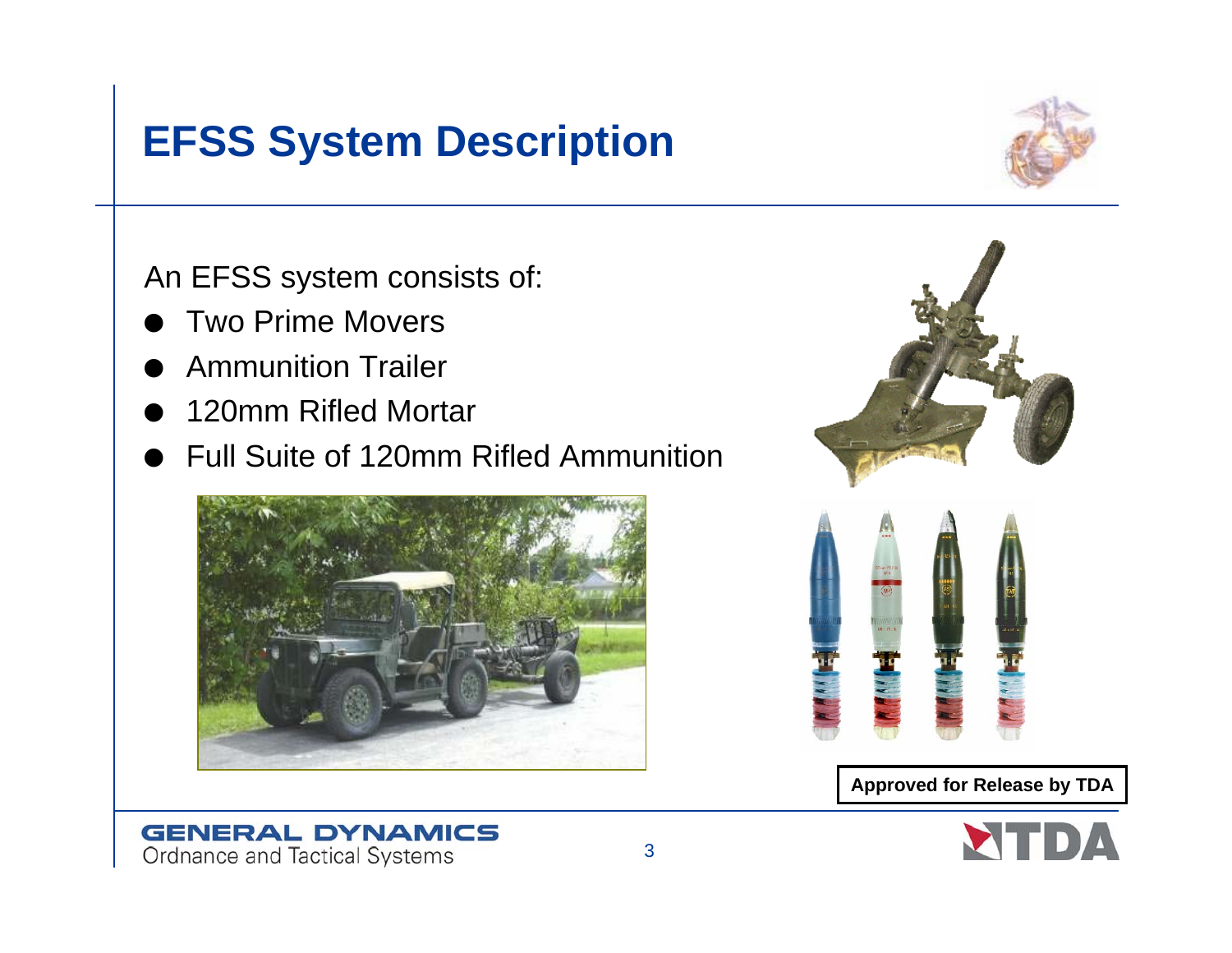# EFSS System Description

An EFSS system consists of:

- Two Prime Movers
- Ammunition Trailer
- 120mm Rifled Mortar
- Full Suite of 120mm Rifled Ammunition

**Approved for Release by TDA**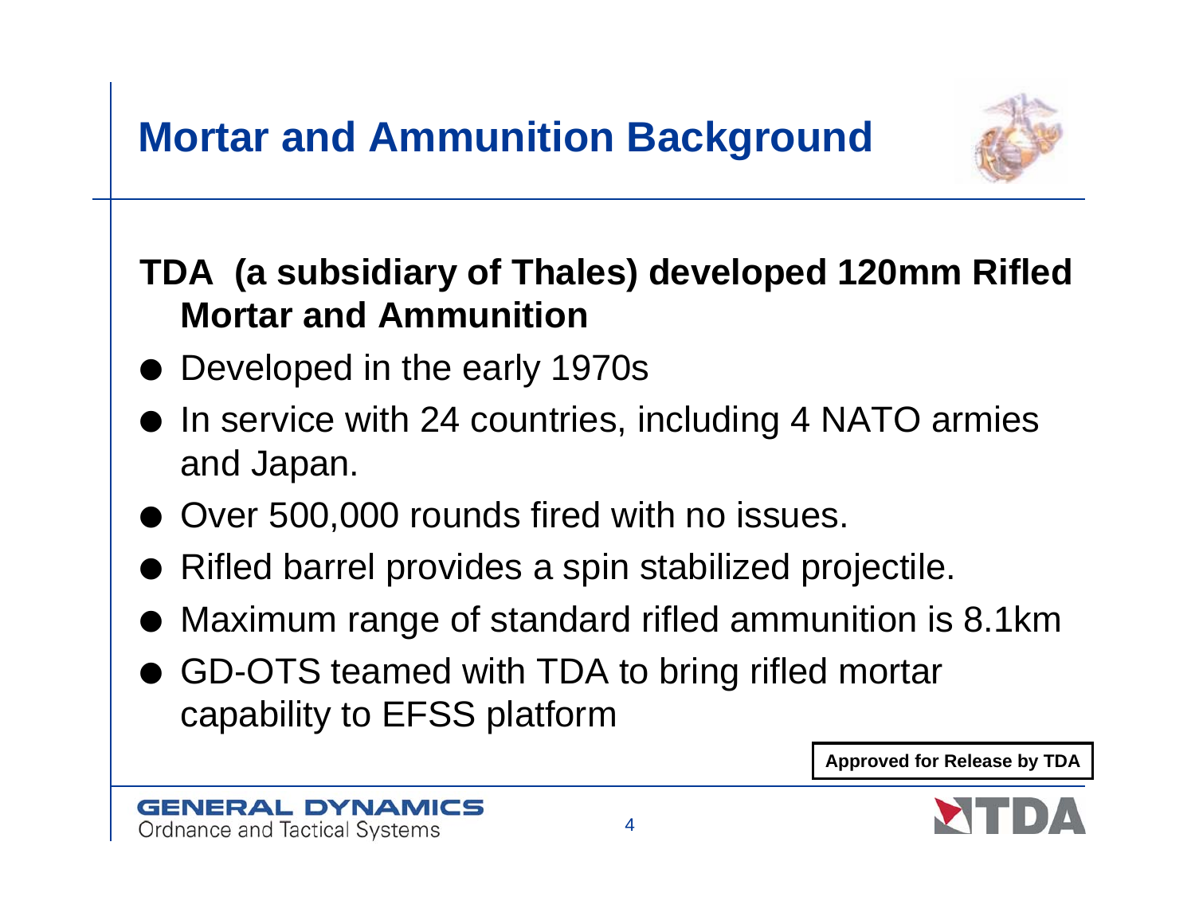# Mortar and Ammunition Background

**TDA (a subsidiary of Thales) developed 120mm Rifled Mortar and Ammunition**

- Developed in the early 1970s
- In service with 24 countries, including 4 NATO armies and Japan.
- Over 500,000 rounds fired with no issues.
- Rifled barrel provides a spin stabilized projectile.
- Maximum range of standard rifled ammunition is 8.1km
- GD-OTS teamed with TDA to bring rifled mortar capability to EFSS platform

**Approved for Release by TDA**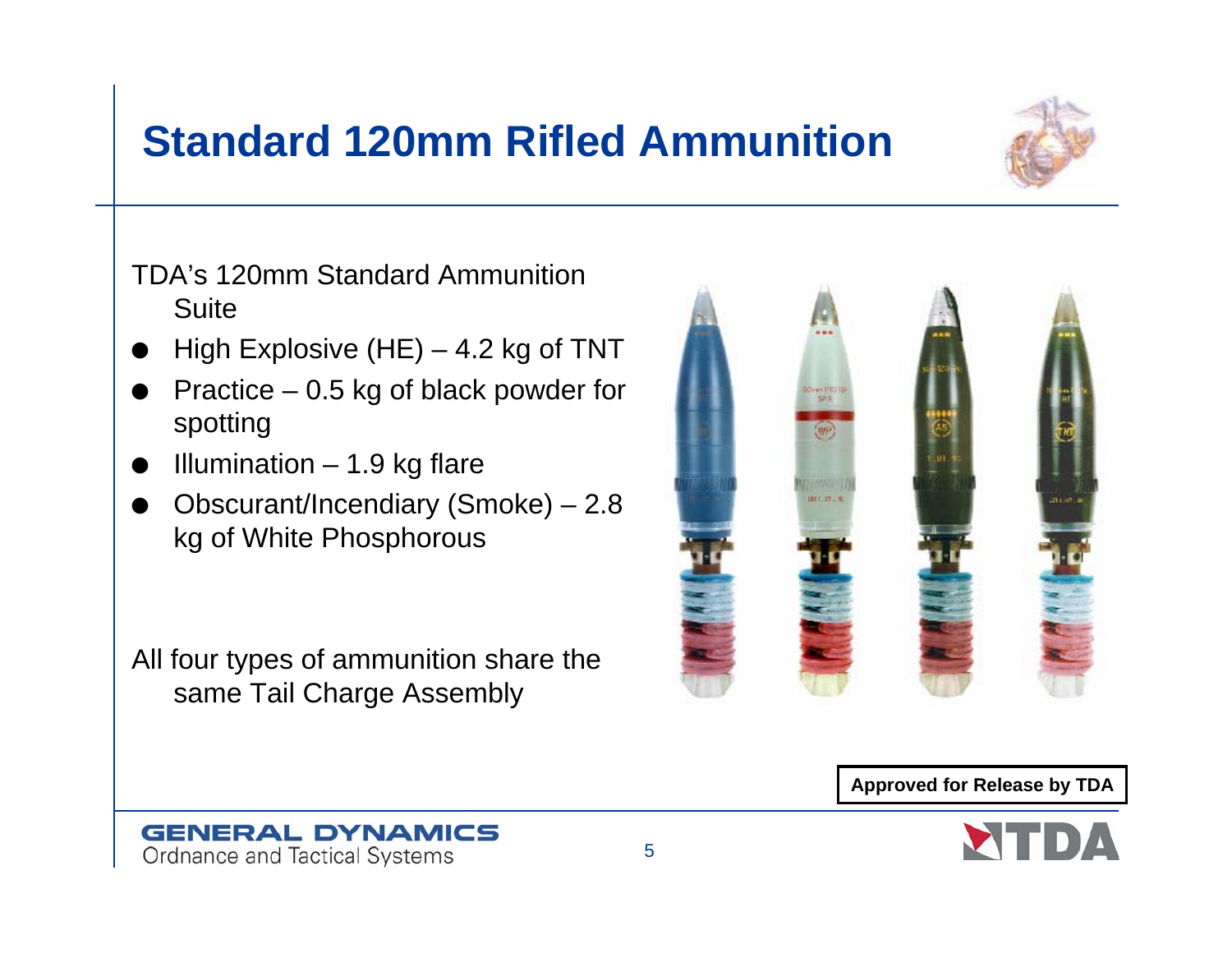# Standard 120mm Rifled Ammunition

TDA's 120mm Standard Ammunition Suite

- High Explosive (HE) – 4.2 kg of TNT
- Practice – 0.5 kg of black powder for spotting
- Illumination – 1.9 kg flare
- Obscurant/Incendiary (Smoke) – 2.8 kg of White Phosphorous

All four types of ammunition share the same Tail Charge Assembly

**Approved for Release by TDA**

GENERAL DYNAMICS
Ordnance and Tactical Systems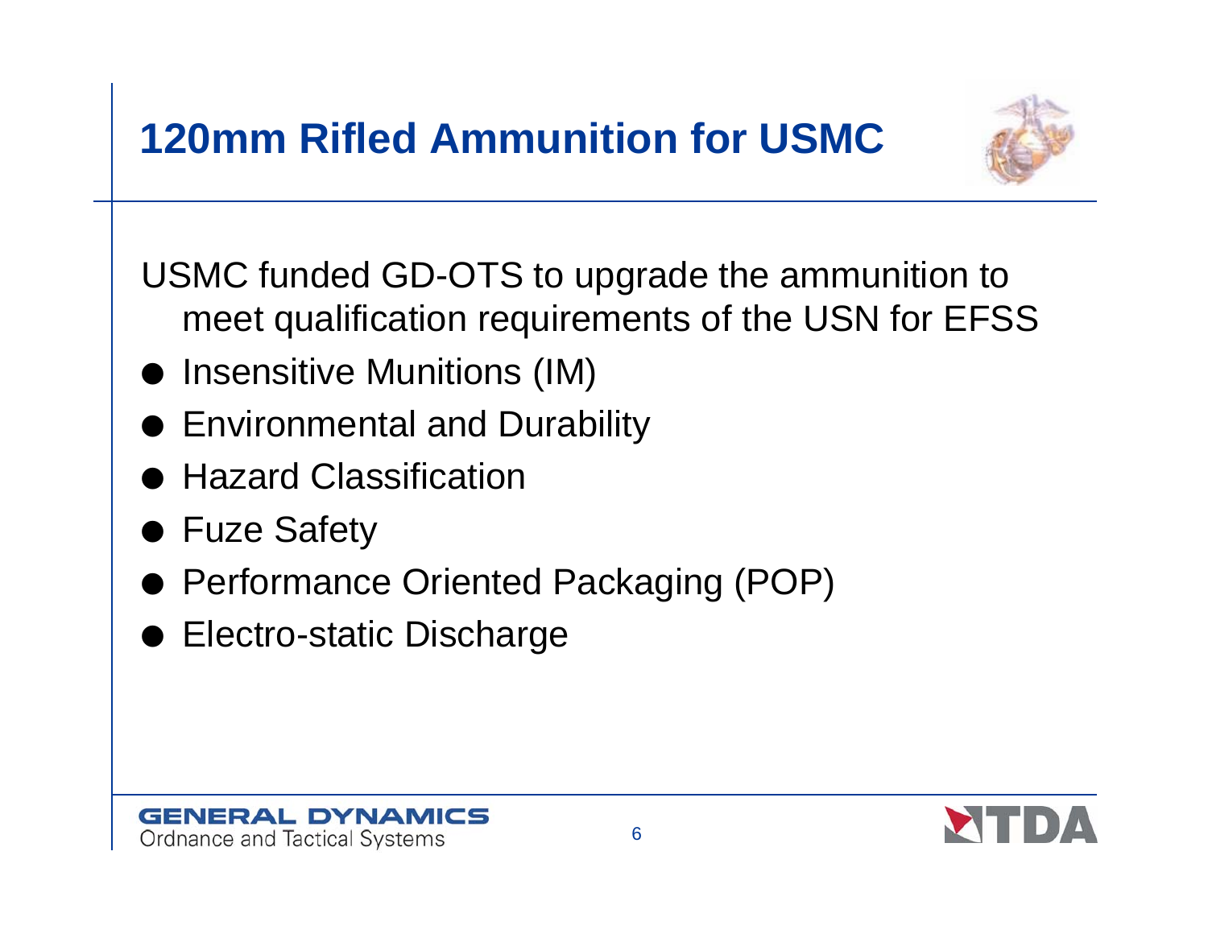# 120mm Rifled Ammunition for USMC

USMC funded GD-OTS to upgrade the ammunition to meet qualification requirements of the USN for EFSS

- Insensitive Munitions (IM)
- Environmental and Durability
- Hazard Classification
- Fuze Safety
- Performance Oriented Packaging (POP)
- Electro-static Discharge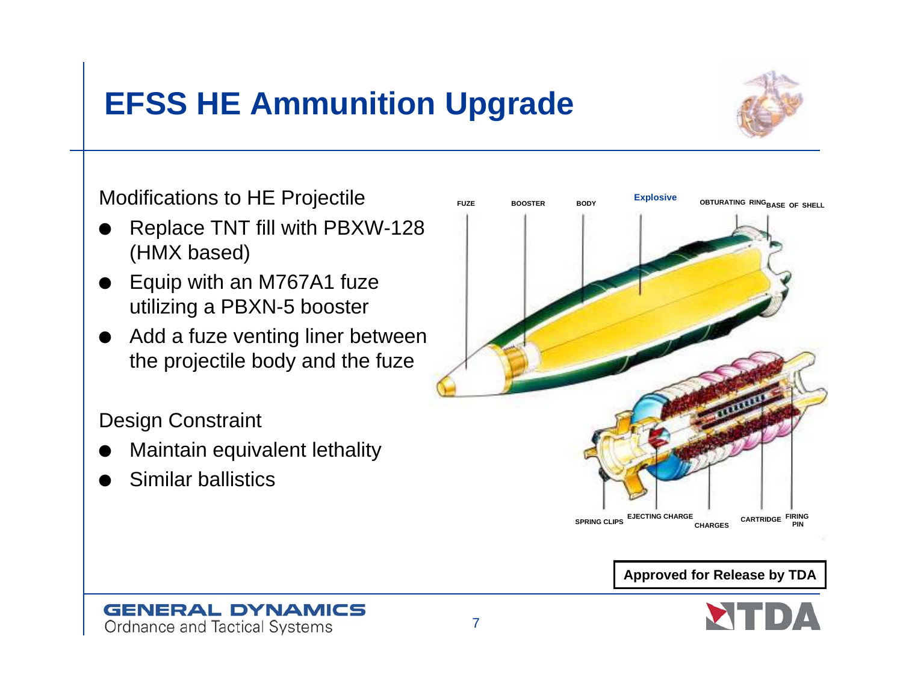# EFSS HE Ammunition Upgrade

Modifications to HE Projectile

- Replace TNT fill with PBXW-128 (HMX based)
- Equip with an M767A1 fuze utilizing a PBXN-5 booster
- Add a fuze venting liner between the projectile body and the fuze

Design Constraint

- Maintain equivalent lethality
- Similar ballistics

FUZE, BOOSTER, BODY, Explosive, OBTURATING RING, BASE OF SHELL

SPRING CLIPS, EJECTING CHARGE, CHARGES, CARTRIDGE, FIRING PIN

**Approved for Release by TDA**

GENERAL DYNAMICS
Ordnance and Tactical Systems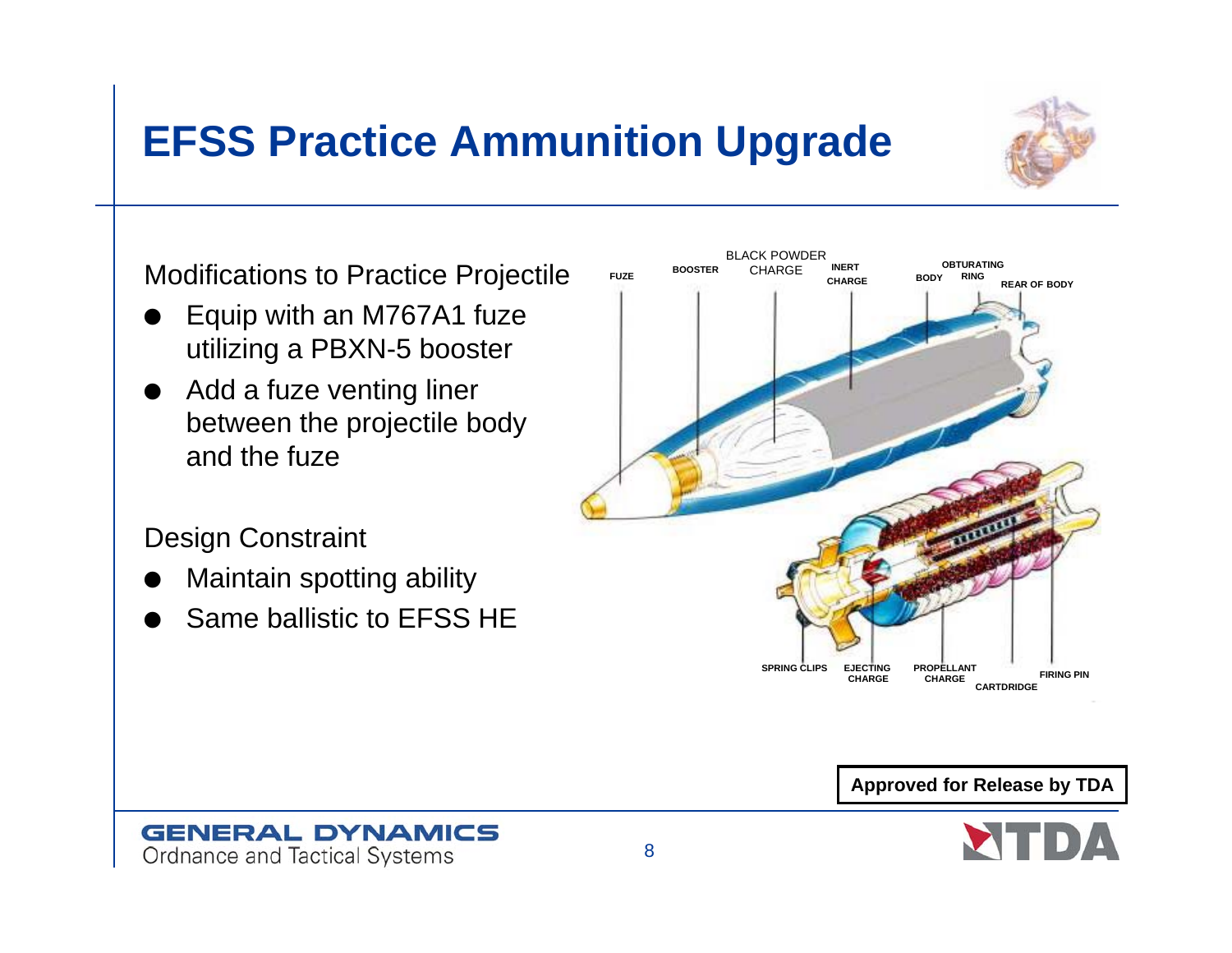# EFSS Practice Ammunition Upgrade

Modifications to Practice Projectile

- Equip with an M767A1 fuze utilizing a PBXN-5 booster
- Add a fuze venting liner between the projectile body and the fuze

Design Constraint

- Maintain spotting ability
- Same ballistic to EFSS HE

FUZE, BOOSTER, BLACK POWDER CHARGE, INERT CHARGE, BODY, OBTURATING RING, REAR OF BODY

SPRING CLIPS, EJECTING CHARGE, PROPELLANT CHARGE, CARTDRIDGE, FIRING PIN

**Approved for Release by TDA**

GENERAL DYNAMICS
Ordnance and Tactical Systems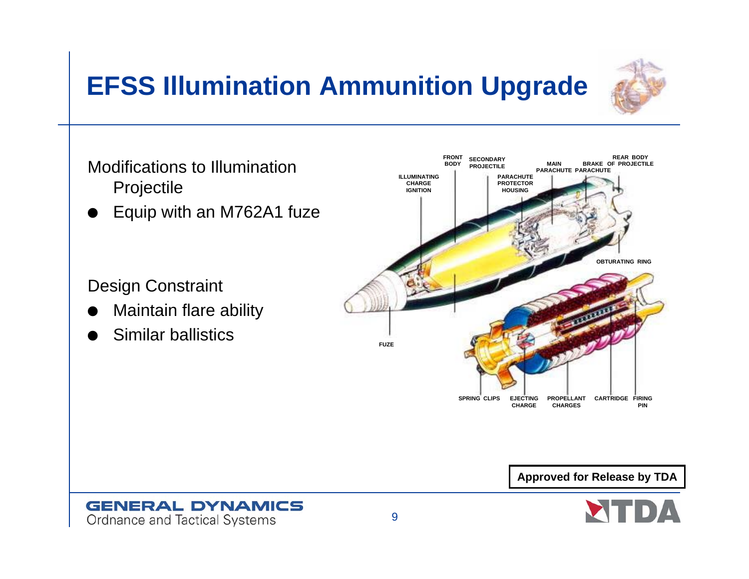# EFSS Illumination Ammunition Upgrade

Modifications to Illumination Projectile

- Equip with an M762A1 fuze

Design Constraint

- Maintain flare ability
- Similar ballistics

FRONT BODY | SECONDARY PROJECTILE | MAIN PARACHUTE | BRAKE PARACHUTE | REAR BODY OF PROJECTILE | ILLUMINATING CHARGE IGNITION | PARACHUTE PROTECTOR HOUSING | OBTURATING RING | FUZE | SPRING CLIPS | EJECTING CHARGE | PROPELLANT CHARGES | CARTRIDGE | FIRING PIN

**Approved for Release by TDA**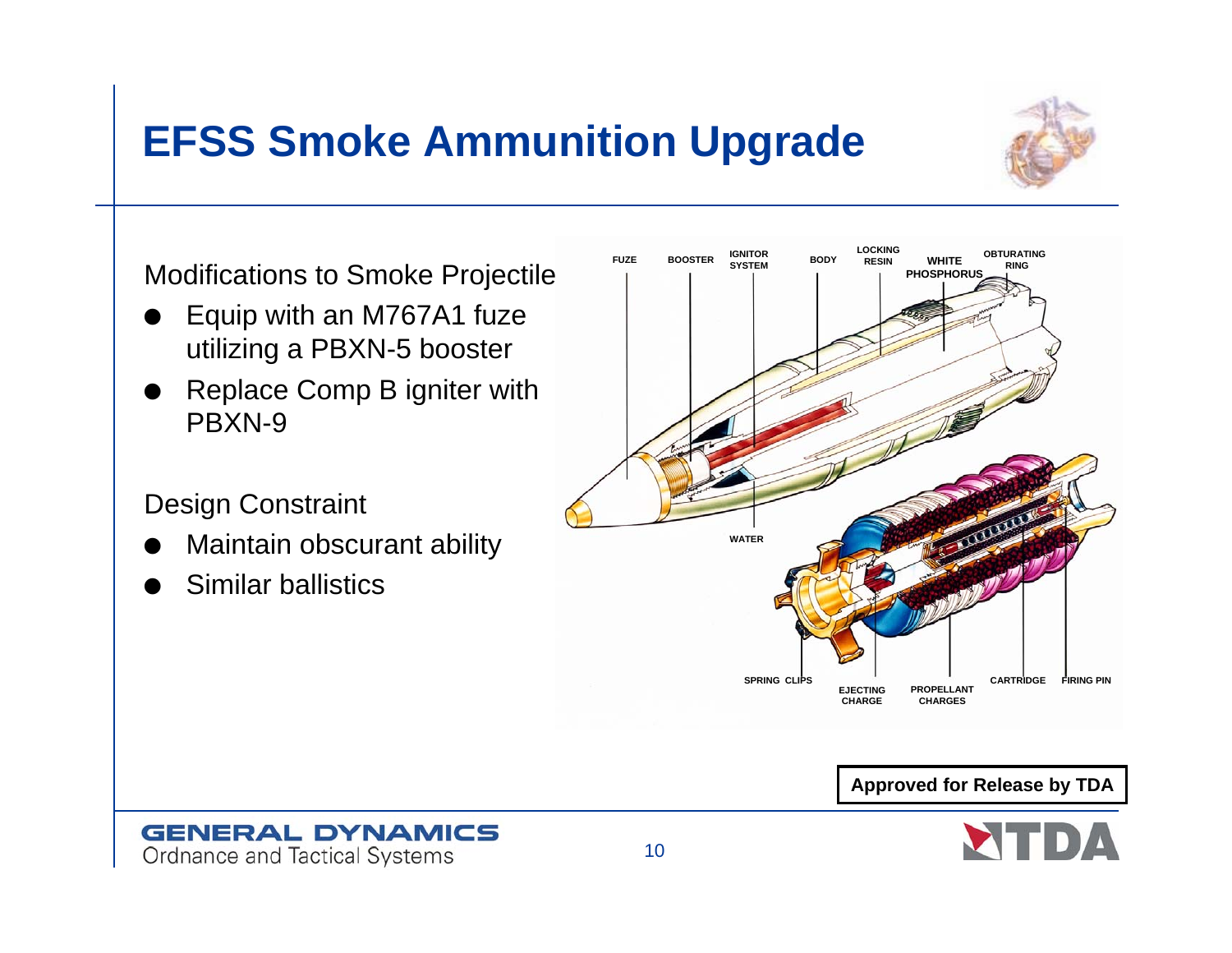# EFSS Smoke Ammunition Upgrade

Modifications to Smoke Projectile

- Equip with an M767A1 fuze utilizing a PBXN-5 booster
- Replace Comp B igniter with PBXN-9

Design Constraint

- Maintain obscurant ability
- Similar ballistics

FUZE, BOOSTER, IGNITOR SYSTEM, BODY, LOCKING RESIN, WHITE PHOSPHORUS, OBTURATING RING, WATER, SPRING CLIPS, EJECTING CHARGE, PROPELLANT CHARGES, CARTRIDGE, FIRING PIN

**Approved for Release by TDA**

GENERAL DYNAMICS
Ordnance and Tactical Systems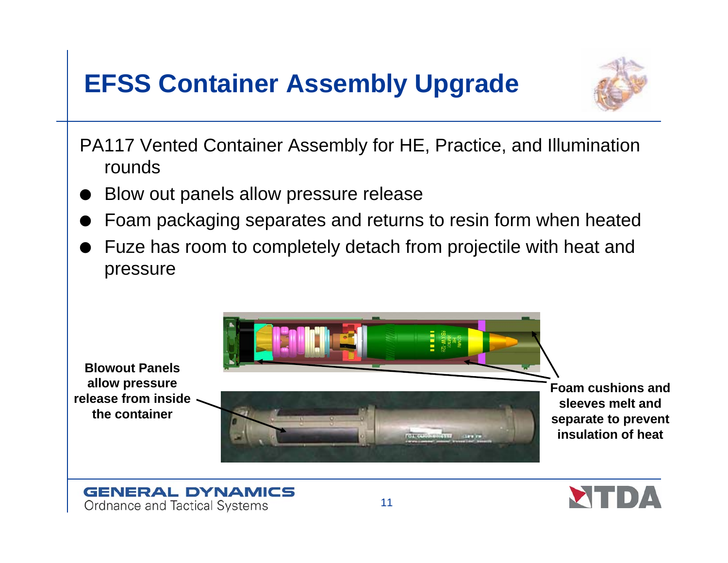# EFSS Container Assembly Upgrade

PA117 Vented Container Assembly for HE, Practice, and Illumination rounds

- Blow out panels allow pressure release
- Foam packaging separates and returns to resin form when heated
- Fuze has room to completely detach from projectile with heat and pressure

**Blowout Panels allow pressure release from inside the container**

**Foam cushions and sleeves melt and separate to prevent insulation of heat**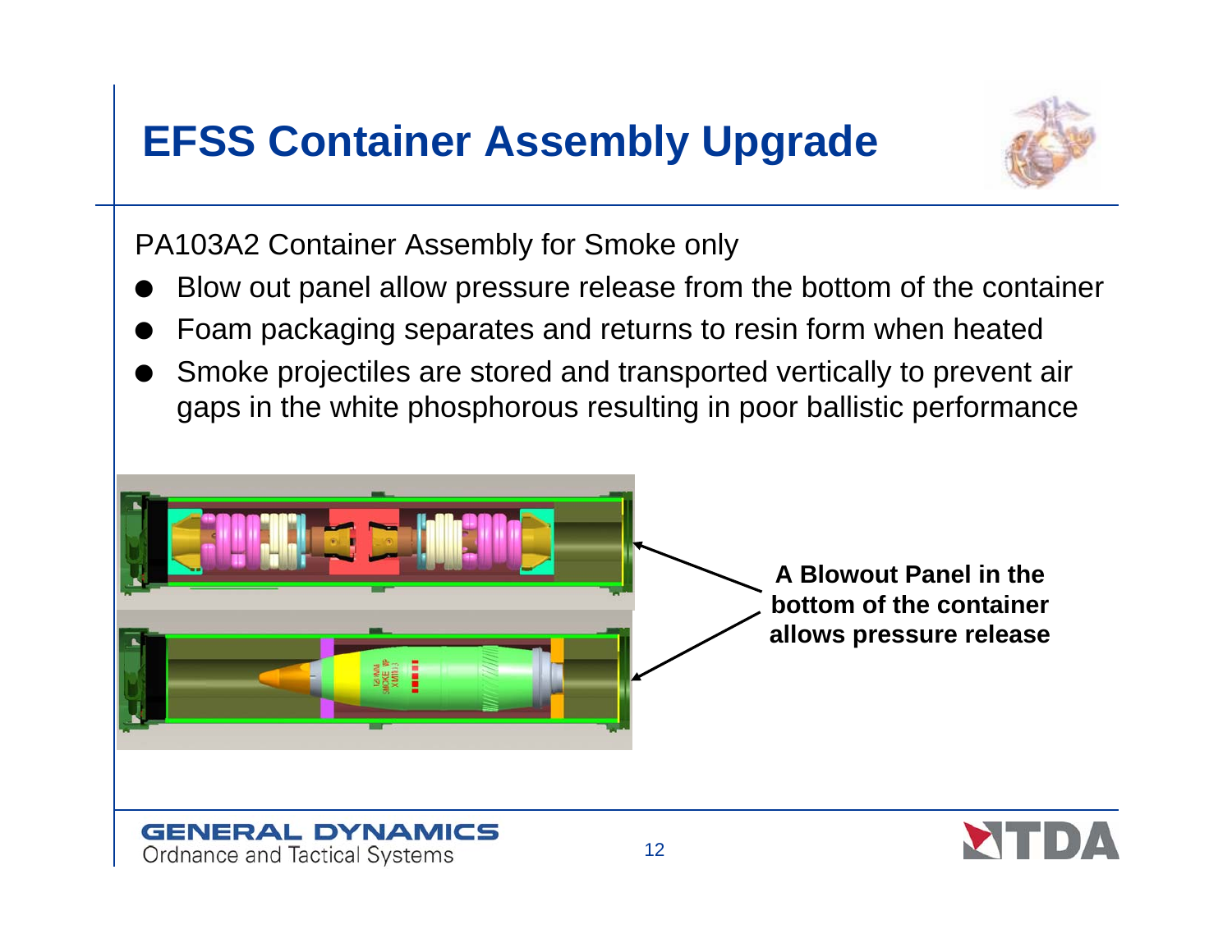# EFSS Container Assembly Upgrade

PA103A2 Container Assembly for Smoke only

- Blow out panel allow pressure release from the bottom of the container
- Foam packaging separates and returns to resin form when heated
- Smoke projectiles are stored and transported vertically to prevent air gaps in the white phosphorous resulting in poor ballistic performance

**A Blowout Panel in the bottom of the container allows pressure release**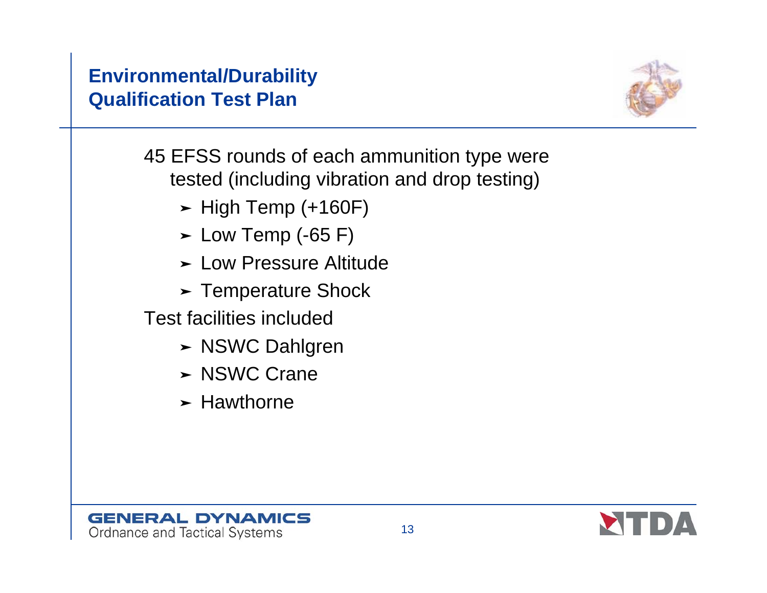## Environmental/Durability Qualification Test Plan

45 EFSS rounds of each ammunition type were tested (including vibration and drop testing)

- High Temp (+160F)
- Low Temp (-65 F)
- Low Pressure Altitude
- Temperature Shock

Test facilities included

- NSWC Dahlgren
- NSWC Crane
- Hawthorne

GENERAL DYNAMICS
Ordnance and Tactical Systems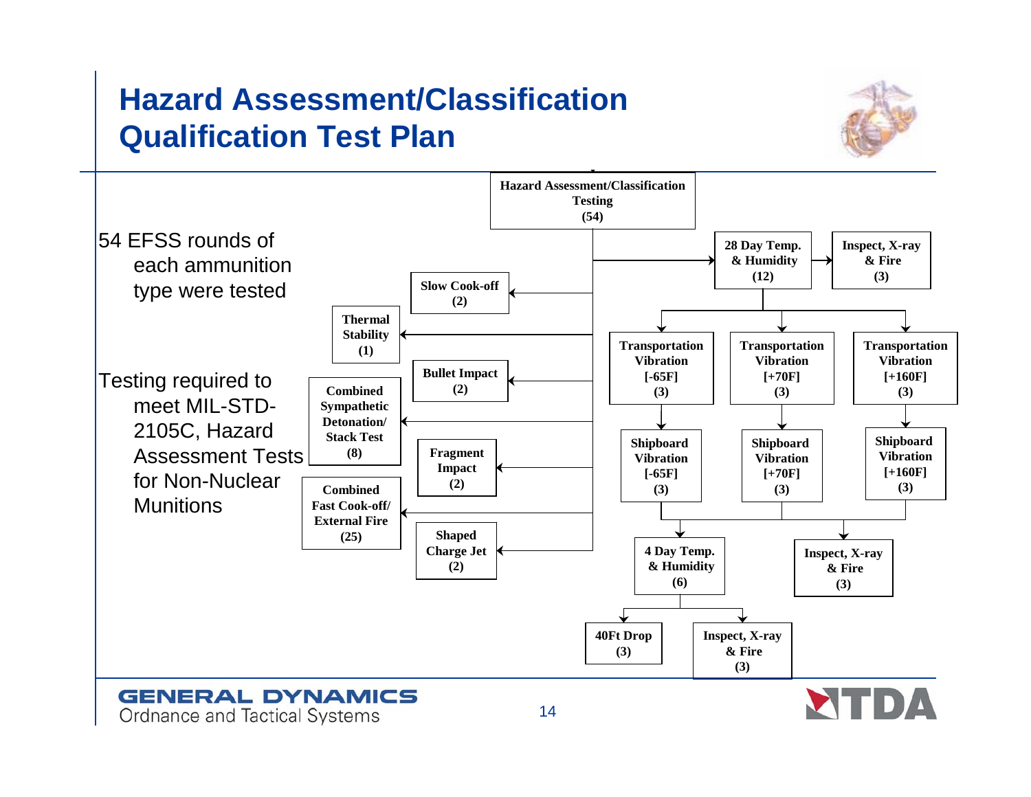# Hazard Assessment/Classification Qualification Test Plan

54 EFSS rounds of each ammunition type were tested

Testing required to meet MIL-STD-2105C, Hazard Assessment Tests for Non-Nuclear Munitions

**Hazard Assessment/Classification Testing (54)**

- Slow Cook-off (2)
- Thermal Stability (1)
- Bullet Impact (2)
- Combined Sympathetic Detonation/ Stack Test (8)
- Fragment Impact (2)
- Combined Fast Cook-off/ External Fire (25)
- Shaped Charge Jet (2)
- 28 Day Temp. & Humidity (12) → Inspect, X-ray & Fire (3)
  - Transportation Vibration [-65F] (3) → Shipboard Vibration [-65F] (3)
  - Transportation Vibration [+70F] (3) → Shipboard Vibration [+70F] (3)
  - Transportation Vibration [+160F] (3) → Shipboard Vibration [+160F] (3)
    - 4 Day Temp. & Humidity (6)
      - 40Ft Drop (3)
      - Inspect, X-ray & Fire (3)
    - Inspect, X-ray & Fire (3)

GENERAL DYNAMICS
Ordnance and Tactical Systems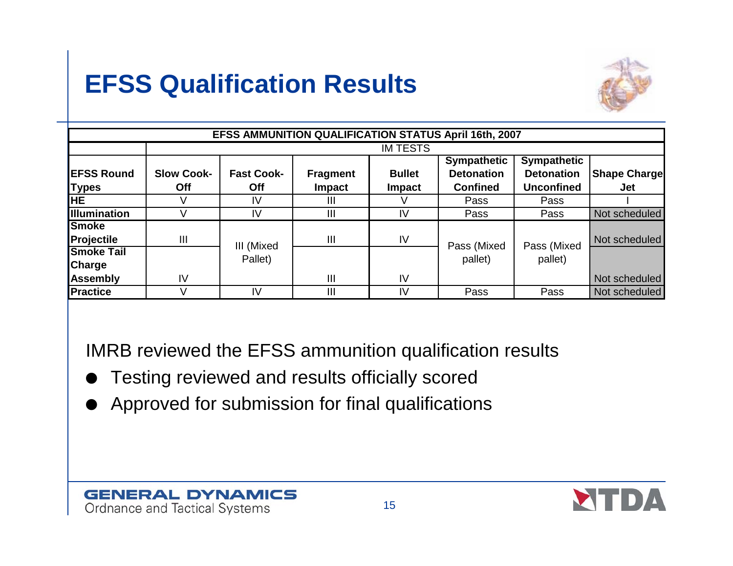# EFSS Qualification Results

| EFSS AMMUNITION QUALIFICATION STATUS April 16th, 2007 | | | | | | | |
|---|---|---|---|---|---|---|---|
| | IM TESTS | | | | | | |
| **EFSS Round Types** | **Slow Cook-Off** | **Fast Cook-Off** | **Fragment Impact** | **Bullet Impact** | **Sympathetic Detonation Confined** | **Sympathetic Detonation Unconfined** | **Shape Charge Jet** |
| **HE** | V | IV | III | V | Pass | Pass | I |
| **Illumination** | V | IV | III | IV | Pass | Pass | Not scheduled |
| **Smoke Projectile** | III | III (Mixed Pallet) | III | IV | Pass (Mixed pallet) | Pass (Mixed pallet) | Not scheduled |
| **Smoke Tail Charge Assembly** | IV | | III | IV | | | Not scheduled |
| **Practice** | V | IV | III | IV | Pass | Pass | Not scheduled |

IMRB reviewed the EFSS ammunition qualification results

- Testing reviewed and results officially scored
- Approved for submission for final qualifications

GENERAL DYNAMICS
Ordnance and Tactical Systems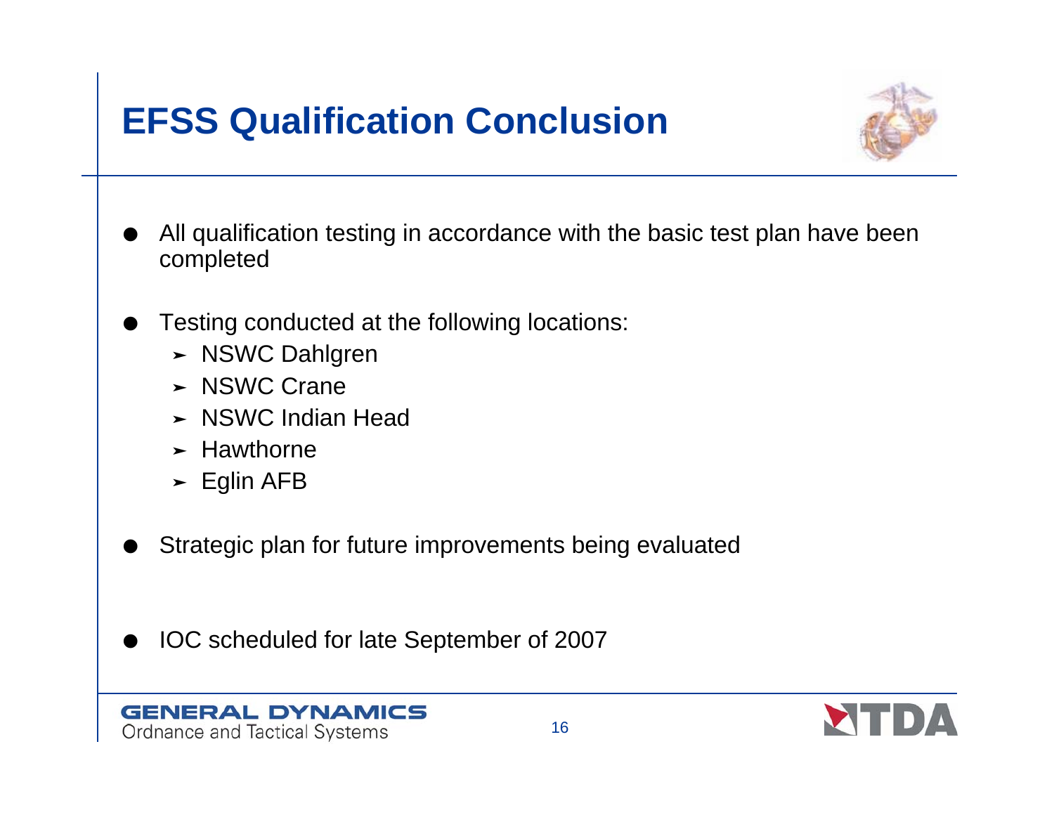# EFSS Qualification Conclusion

- All qualification testing in accordance with the basic test plan have been completed
- Testing conducted at the following locations:
  - NSWC Dahlgren
  - NSWC Crane
  - NSWC Indian Head
  - Hawthorne
  - Eglin AFB
- Strategic plan for future improvements being evaluated
- IOC scheduled for late September of 2007